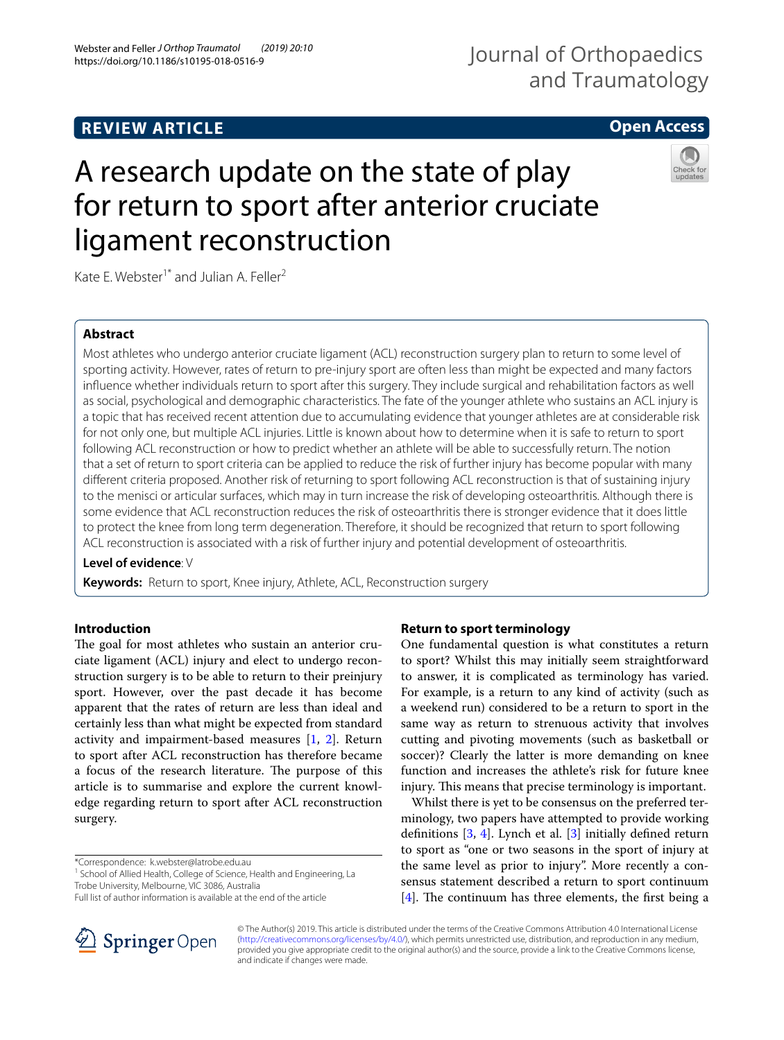REVIEW ARTICLE

Open Access

# A research update on the state of play for return to sport after anterior cruciate ligament reconstruction

Kate E. Webster[1*] and Julian A. Feller[2]

## Abstract

Most athletes who undergo anterior cruciate ligament (ACL) reconstruction surgery plan to return to some level of sporting activity. However, rates of return to pre-injury sport are often less than might be expected and many factors influence whether individuals return to sport after this surgery. They include surgical and rehabilitation factors as well as social, psychological and demographic characteristics. The fate of the younger athlete who sustains an ACL injury is a topic that has received recent attention due to accumulating evidence that younger athletes are at considerable risk for not only one, but multiple ACL injuries. Little is known about how to determine when it is safe to return to sport following ACL reconstruction or how to predict whether an athlete will be able to successfully return. The notion that a set of return to sport criteria can be applied to reduce the risk of further injury has become popular with many different criteria proposed. Another risk of returning to sport following ACL reconstruction is that of sustaining injury to the menisci or articular surfaces, which may in turn increase the risk of developing osteoarthritis. Although there is some evidence that ACL reconstruction reduces the risk of osteoarthritis there is stronger evidence that it does little to protect the knee from long term degeneration. Therefore, it should be recognized that return to sport following ACL reconstruction is associated with a risk of further injury and potential development of osteoarthritis.

**Level of evidence**: V

**Keywords:** Return to sport, Knee injury, Athlete, ACL, Reconstruction surgery

## Introduction

The goal for most athletes who sustain an anterior cruciate ligament (ACL) injury and elect to undergo reconstruction surgery is to be able to return to their preinjury sport. However, over the past decade it has become apparent that the rates of return are less than ideal and certainly less than what might be expected from standard activity and impairment-based measures [1, 2]. Return to sport after ACL reconstruction has therefore became a focus of the research literature. The purpose of this article is to summarise and explore the current knowledge regarding return to sport after ACL reconstruction surgery.

## Return to sport terminology

One fundamental question is what constitutes a return to sport? Whilst this may initially seem straightforward to answer, it is complicated as terminology has varied. For example, is a return to any kind of activity (such as a weekend run) considered to be a return to sport in the same way as return to strenuous activity that involves cutting and pivoting movements (such as basketball or soccer)? Clearly the latter is more demanding on knee function and increases the athlete's risk for future knee injury. This means that precise terminology is important.

Whilst there is yet to be consensus on the preferred terminology, two papers have attempted to provide working definitions [3, 4]. Lynch et al. [3] initially defined return to sport as "one or two seasons in the sport of injury at the same level as prior to injury". More recently a consensus statement described a return to sport continuum [4]. The continuum has three elements, the first being a

*Correspondence: k.webster@latrobe.edu.au
[1] School of Allied Health, College of Science, Health and Engineering, La Trobe University, Melbourne, VIC 3086, Australia
Full list of author information is available at the end of the article

© The Author(s) 2019. This article is distributed under the terms of the Creative Commons Attribution 4.0 International License (http://creativecommons.org/licenses/by/4.0/), which permits unrestricted use, distribution, and reproduction in any medium, provided you give appropriate credit to the original author(s) and the source, provide a link to the Creative Commons license, and indicate if changes were made.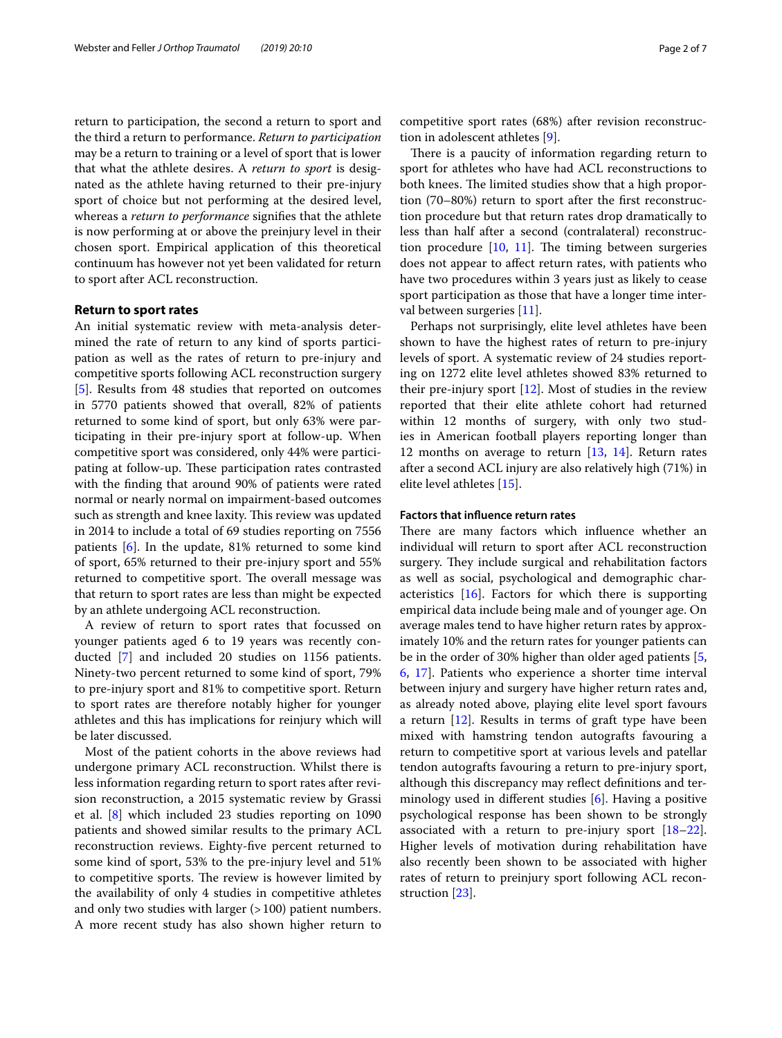return to participation, the second a return to sport and the third a return to performance. *Return to participation* may be a return to training or a level of sport that is lower that what the athlete desires. A *return to sport* is designated as the athlete having returned to their pre-injury sport of choice but not performing at the desired level, whereas a *return to performance* signifies that the athlete is now performing at or above the preinjury level in their chosen sport. Empirical application of this theoretical continuum has however not yet been validated for return to sport after ACL reconstruction.

## Return to sport rates

An initial systematic review with meta-analysis determined the rate of return to any kind of sports participation as well as the rates of return to pre-injury and competitive sports following ACL reconstruction surgery [5]. Results from 48 studies that reported on outcomes in 5770 patients showed that overall, 82% of patients returned to some kind of sport, but only 63% were participating in their pre-injury sport at follow-up. When competitive sport was considered, only 44% were participating at follow-up. These participation rates contrasted with the finding that around 90% of patients were rated normal or nearly normal on impairment-based outcomes such as strength and knee laxity. This review was updated in 2014 to include a total of 69 studies reporting on 7556 patients [6]. In the update, 81% returned to some kind of sport, 65% returned to their pre-injury sport and 55% returned to competitive sport. The overall message was that return to sport rates are less than might be expected by an athlete undergoing ACL reconstruction.

A review of return to sport rates that focussed on younger patients aged 6 to 19 years was recently conducted [7] and included 20 studies on 1156 patients. Ninety-two percent returned to some kind of sport, 79% to pre-injury sport and 81% to competitive sport. Return to sport rates are therefore notably higher for younger athletes and this has implications for reinjury which will be later discussed.

Most of the patient cohorts in the above reviews had undergone primary ACL reconstruction. Whilst there is less information regarding return to sport rates after revision reconstruction, a 2015 systematic review by Grassi et al. [8] which included 23 studies reporting on 1090 patients and showed similar results to the primary ACL reconstruction reviews. Eighty-five percent returned to some kind of sport, 53% to the pre-injury level and 51% to competitive sports. The review is however limited by the availability of only 4 studies in competitive athletes and only two studies with larger (>100) patient numbers. A more recent study has also shown higher return to competitive sport rates (68%) after revision reconstruction in adolescent athletes [9].

There is a paucity of information regarding return to sport for athletes who have had ACL reconstructions to both knees. The limited studies show that a high proportion (70–80%) return to sport after the first reconstruction procedure but that return rates drop dramatically to less than half after a second (contralateral) reconstruction procedure [10, 11]. The timing between surgeries does not appear to affect return rates, with patients who have two procedures within 3 years just as likely to cease sport participation as those that have a longer time interval between surgeries [11].

Perhaps not surprisingly, elite level athletes have been shown to have the highest rates of return to pre-injury levels of sport. A systematic review of 24 studies reporting on 1272 elite level athletes showed 83% returned to their pre-injury sport [12]. Most of studies in the review reported that their elite athlete cohort had returned within 12 months of surgery, with only two studies in American football players reporting longer than 12 months on average to return [13, 14]. Return rates after a second ACL injury are also relatively high (71%) in elite level athletes [15].

### Factors that influence return rates

There are many factors which influence whether an individual will return to sport after ACL reconstruction surgery. They include surgical and rehabilitation factors as well as social, psychological and demographic characteristics [16]. Factors for which there is supporting empirical data include being male and of younger age. On average males tend to have higher return rates by approximately 10% and the return rates for younger patients can be in the order of 30% higher than older aged patients [5, 6, 17]. Patients who experience a shorter time interval between injury and surgery have higher return rates and, as already noted above, playing elite level sport favours a return [12]. Results in terms of graft type have been mixed with hamstring tendon autografts favouring a return to competitive sport at various levels and patellar tendon autografts favouring a return to pre-injury sport, although this discrepancy may reflect definitions and terminology used in different studies [6]. Having a positive psychological response has been shown to be strongly associated with a return to pre-injury sport [18–22]. Higher levels of motivation during rehabilitation have also recently been shown to be associated with higher rates of return to preinjury sport following ACL reconstruction [23].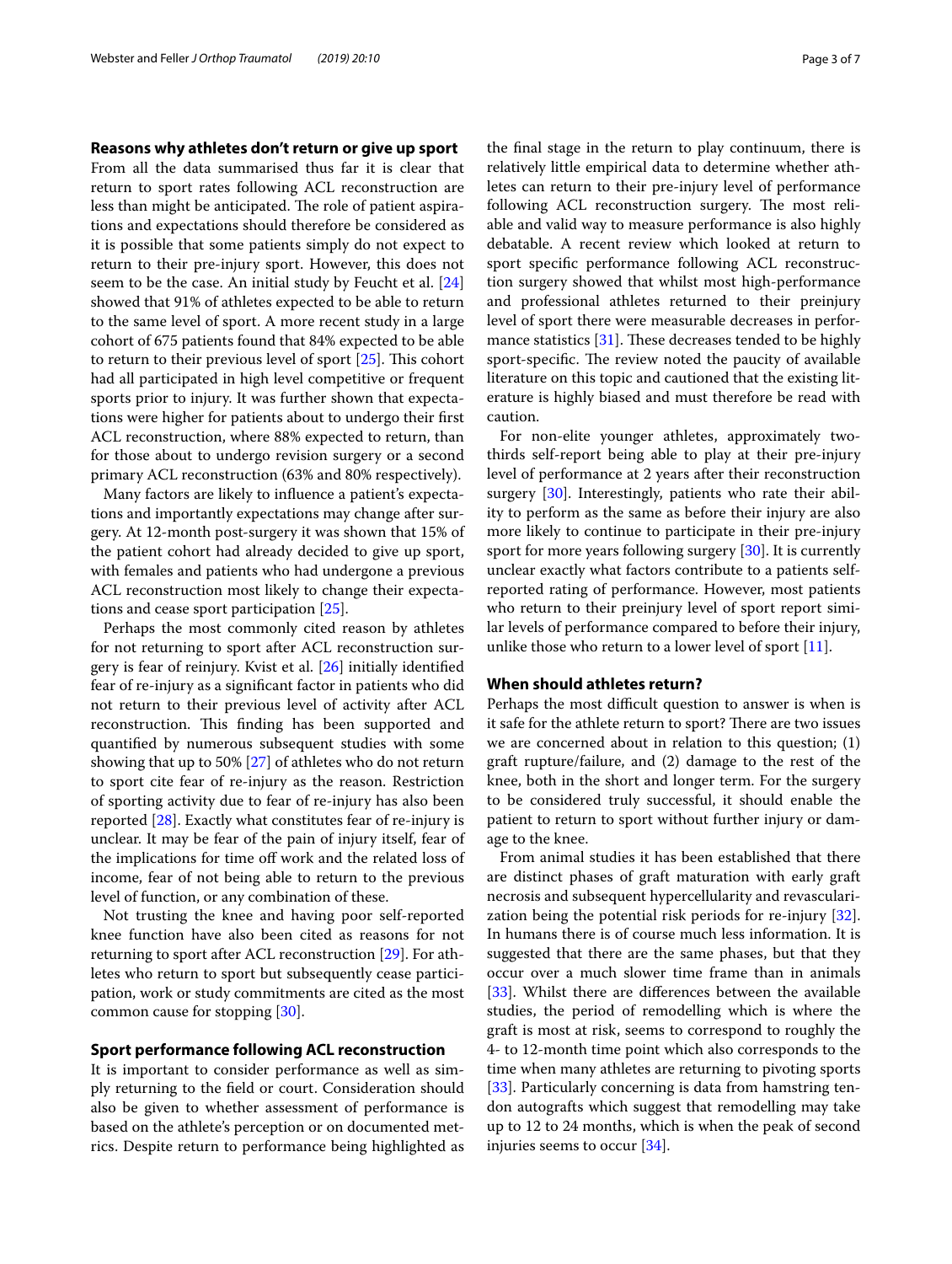## Reasons why athletes don't return or give up sport

From all the data summarised thus far it is clear that return to sport rates following ACL reconstruction are less than might be anticipated. The role of patient aspirations and expectations should therefore be considered as it is possible that some patients simply do not expect to return to their pre-injury sport. However, this does not seem to be the case. An initial study by Feucht et al. [24] showed that 91% of athletes expected to be able to return to the same level of sport. A more recent study in a large cohort of 675 patients found that 84% expected to be able to return to their previous level of sport [25]. This cohort had all participated in high level competitive or frequent sports prior to injury. It was further shown that expectations were higher for patients about to undergo their first ACL reconstruction, where 88% expected to return, than for those about to undergo revision surgery or a second primary ACL reconstruction (63% and 80% respectively).

Many factors are likely to influence a patient's expectations and importantly expectations may change after surgery. At 12-month post-surgery it was shown that 15% of the patient cohort had already decided to give up sport, with females and patients who had undergone a previous ACL reconstruction most likely to change their expectations and cease sport participation [25].

Perhaps the most commonly cited reason by athletes for not returning to sport after ACL reconstruction surgery is fear of reinjury. Kvist et al. [26] initially identified fear of re-injury as a significant factor in patients who did not return to their previous level of activity after ACL reconstruction. This finding has been supported and quantified by numerous subsequent studies with some showing that up to 50% [27] of athletes who do not return to sport cite fear of re-injury as the reason. Restriction of sporting activity due to fear of re-injury has also been reported [28]. Exactly what constitutes fear of re-injury is unclear. It may be fear of the pain of injury itself, fear of the implications for time off work and the related loss of income, fear of not being able to return to the previous level of function, or any combination of these.

Not trusting the knee and having poor self-reported knee function have also been cited as reasons for not returning to sport after ACL reconstruction [29]. For athletes who return to sport but subsequently cease participation, work or study commitments are cited as the most common cause for stopping [30].

## Sport performance following ACL reconstruction

It is important to consider performance as well as simply returning to the field or court. Consideration should also be given to whether assessment of performance is based on the athlete's perception or on documented metrics. Despite return to performance being highlighted as the final stage in the return to play continuum, there is relatively little empirical data to determine whether athletes can return to their pre-injury level of performance following ACL reconstruction surgery. The most reliable and valid way to measure performance is also highly debatable. A recent review which looked at return to sport specific performance following ACL reconstruction surgery showed that whilst most high-performance and professional athletes returned to their preinjury level of sport there were measurable decreases in performance statistics [31]. These decreases tended to be highly sport-specific. The review noted the paucity of available literature on this topic and cautioned that the existing literature is highly biased and must therefore be read with caution.

For non-elite younger athletes, approximately two-thirds self-report being able to play at their pre-injury level of performance at 2 years after their reconstruction surgery [30]. Interestingly, patients who rate their ability to perform as the same as before their injury are also more likely to continue to participate in their pre-injury sport for more years following surgery [30]. It is currently unclear exactly what factors contribute to a patients self-reported rating of performance. However, most patients who return to their preinjury level of sport report similar levels of performance compared to before their injury, unlike those who return to a lower level of sport [11].

## When should athletes return?

Perhaps the most difficult question to answer is when is it safe for the athlete return to sport? There are two issues we are concerned about in relation to this question; (1) graft rupture/failure, and (2) damage to the rest of the knee, both in the short and longer term. For the surgery to be considered truly successful, it should enable the patient to return to sport without further injury or damage to the knee.

From animal studies it has been established that there are distinct phases of graft maturation with early graft necrosis and subsequent hypercellularity and revascularization being the potential risk periods for re-injury [32]. In humans there is of course much less information. It is suggested that there are the same phases, but that they occur over a much slower time frame than in animals [33]. Whilst there are differences between the available studies, the period of remodelling which is where the graft is most at risk, seems to correspond to roughly the 4- to 12-month time point which also corresponds to the time when many athletes are returning to pivoting sports [33]. Particularly concerning is data from hamstring tendon autografts which suggest that remodelling may take up to 12 to 24 months, which is when the peak of second injuries seems to occur [34].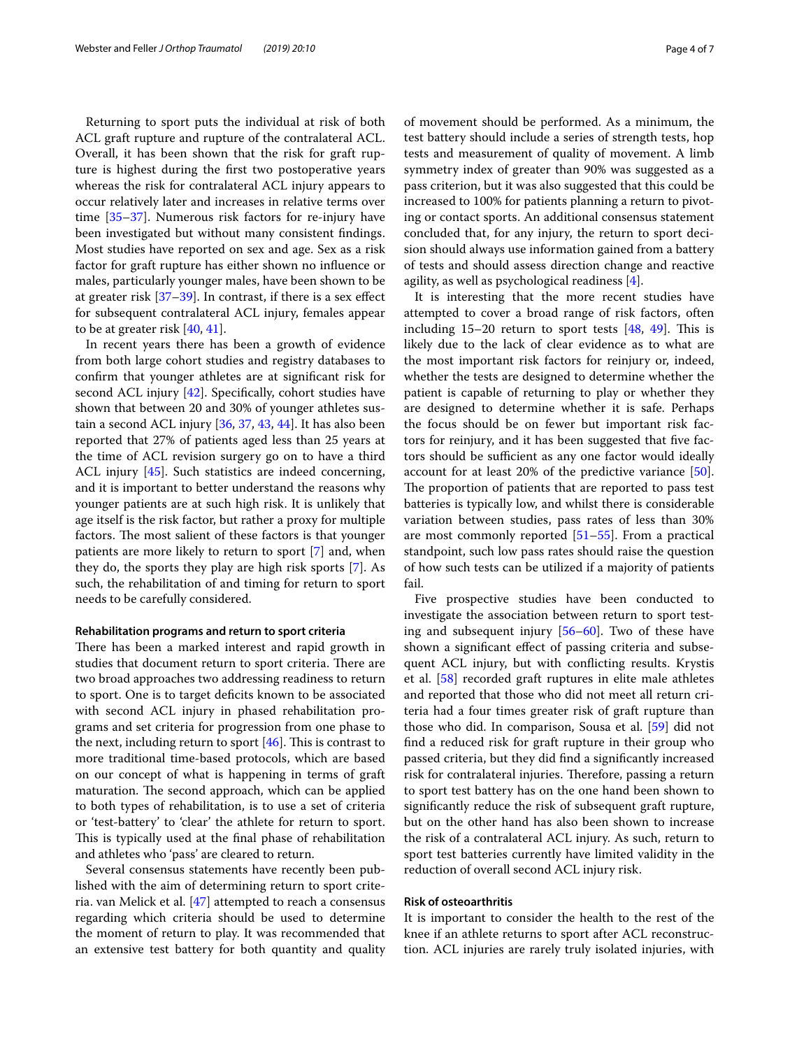Returning to sport puts the individual at risk of both ACL graft rupture and rupture of the contralateral ACL. Overall, it has been shown that the risk for graft rupture is highest during the first two postoperative years whereas the risk for contralateral ACL injury appears to occur relatively later and increases in relative terms over time [35–37]. Numerous risk factors for re-injury have been investigated but without many consistent findings. Most studies have reported on sex and age. Sex as a risk factor for graft rupture has either shown no influence or males, particularly younger males, have been shown to be at greater risk [37–39]. In contrast, if there is a sex effect for subsequent contralateral ACL injury, females appear to be at greater risk [40, 41].

In recent years there has been a growth of evidence from both large cohort studies and registry databases to confirm that younger athletes are at significant risk for second ACL injury [42]. Specifically, cohort studies have shown that between 20 and 30% of younger athletes sustain a second ACL injury [36, 37, 43, 44]. It has also been reported that 27% of patients aged less than 25 years at the time of ACL revision surgery go on to have a third ACL injury [45]. Such statistics are indeed concerning, and it is important to better understand the reasons why younger patients are at such high risk. It is unlikely that age itself is the risk factor, but rather a proxy for multiple factors. The most salient of these factors is that younger patients are more likely to return to sport [7] and, when they do, the sports they play are high risk sports [7]. As such, the rehabilitation of and timing for return to sport needs to be carefully considered.

#### Rehabilitation programs and return to sport criteria

There has been a marked interest and rapid growth in studies that document return to sport criteria. There are two broad approaches two addressing readiness to return to sport. One is to target deficits known to be associated with second ACL injury in phased rehabilitation programs and set criteria for progression from one phase to the next, including return to sport [46]. This is contrast to more traditional time-based protocols, which are based on our concept of what is happening in terms of graft maturation. The second approach, which can be applied to both types of rehabilitation, is to use a set of criteria or 'test-battery' to 'clear' the athlete for return to sport. This is typically used at the final phase of rehabilitation and athletes who 'pass' are cleared to return.

Several consensus statements have recently been published with the aim of determining return to sport criteria. van Melick et al. [47] attempted to reach a consensus regarding which criteria should be used to determine the moment of return to play. It was recommended that an extensive test battery for both quantity and quality of movement should be performed. As a minimum, the test battery should include a series of strength tests, hop tests and measurement of quality of movement. A limb symmetry index of greater than 90% was suggested as a pass criterion, but it was also suggested that this could be increased to 100% for patients planning a return to pivoting or contact sports. An additional consensus statement concluded that, for any injury, the return to sport decision should always use information gained from a battery of tests and should assess direction change and reactive agility, as well as psychological readiness [4].

It is interesting that the more recent studies have attempted to cover a broad range of risk factors, often including 15–20 return to sport tests [48, 49]. This is likely due to the lack of clear evidence as to what are the most important risk factors for reinjury or, indeed, whether the tests are designed to determine whether the patient is capable of returning to play or whether they are designed to determine whether it is safe. Perhaps the focus should be on fewer but important risk factors for reinjury, and it has been suggested that five factors should be sufficient as any one factor would ideally account for at least 20% of the predictive variance [50]. The proportion of patients that are reported to pass test batteries is typically low, and whilst there is considerable variation between studies, pass rates of less than 30% are most commonly reported [51–55]. From a practical standpoint, such low pass rates should raise the question of how such tests can be utilized if a majority of patients fail.

Five prospective studies have been conducted to investigate the association between return to sport testing and subsequent injury [56–60]. Two of these have shown a significant effect of passing criteria and subsequent ACL injury, but with conflicting results. Krystis et al. [58] recorded graft ruptures in elite male athletes and reported that those who did not meet all return criteria had a four times greater risk of graft rupture than those who did. In comparison, Sousa et al. [59] did not find a reduced risk for graft rupture in their group who passed criteria, but they did find a significantly increased risk for contralateral injuries. Therefore, passing a return to sport test battery has on the one hand been shown to significantly reduce the risk of subsequent graft rupture, but on the other hand has also been shown to increase the risk of a contralateral ACL injury. As such, return to sport test batteries currently have limited validity in the reduction of overall second ACL injury risk.

#### Risk of osteoarthritis

It is important to consider the health to the rest of the knee if an athlete returns to sport after ACL reconstruction. ACL injuries are rarely truly isolated injuries, with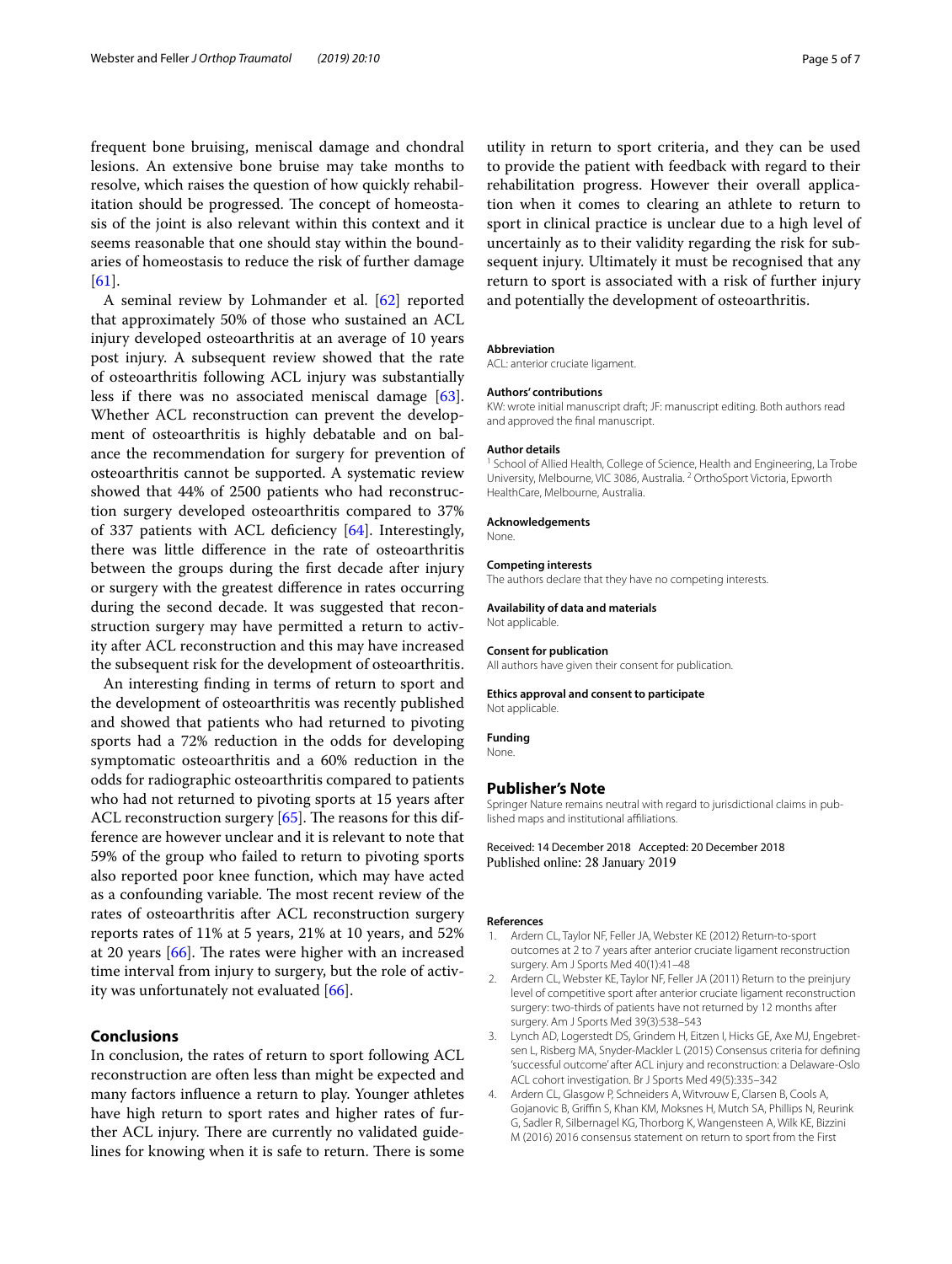frequent bone bruising, meniscal damage and chondral lesions. An extensive bone bruise may take months to resolve, which raises the question of how quickly rehabilitation should be progressed. The concept of homeostasis of the joint is also relevant within this context and it seems reasonable that one should stay within the boundaries of homeostasis to reduce the risk of further damage [61].

A seminal review by Lohmander et al. [62] reported that approximately 50% of those who sustained an ACL injury developed osteoarthritis at an average of 10 years post injury. A subsequent review showed that the rate of osteoarthritis following ACL injury was substantially less if there was no associated meniscal damage [63]. Whether ACL reconstruction can prevent the development of osteoarthritis is highly debatable and on balance the recommendation for surgery for prevention of osteoarthritis cannot be supported. A systematic review showed that 44% of 2500 patients who had reconstruction surgery developed osteoarthritis compared to 37% of 337 patients with ACL deficiency [64]. Interestingly, there was little difference in the rate of osteoarthritis between the groups during the first decade after injury or surgery with the greatest difference in rates occurring during the second decade. It was suggested that reconstruction surgery may have permitted a return to activity after ACL reconstruction and this may have increased the subsequent risk for the development of osteoarthritis.

An interesting finding in terms of return to sport and the development of osteoarthritis was recently published and showed that patients who had returned to pivoting sports had a 72% reduction in the odds for developing symptomatic osteoarthritis and a 60% reduction in the odds for radiographic osteoarthritis compared to patients who had not returned to pivoting sports at 15 years after ACL reconstruction surgery [65]. The reasons for this difference are however unclear and it is relevant to note that 59% of the group who failed to return to pivoting sports also reported poor knee function, which may have acted as a confounding variable. The most recent review of the rates of osteoarthritis after ACL reconstruction surgery reports rates of 11% at 5 years, 21% at 10 years, and 52% at 20 years [66]. The rates were higher with an increased time interval from injury to surgery, but the role of activity was unfortunately not evaluated [66].

## Conclusions

In conclusion, the rates of return to sport following ACL reconstruction are often less than might be expected and many factors influence a return to play. Younger athletes have high return to sport rates and higher rates of further ACL injury. There are currently no validated guidelines for knowing when it is safe to return. There is some utility in return to sport criteria, and they can be used to provide the patient with feedback with regard to their rehabilitation progress. However their overall application when it comes to clearing an athlete to return to sport in clinical practice is unclear due to a high level of uncertainly as to their validity regarding the risk for subsequent injury. Ultimately it must be recognised that any return to sport is associated with a risk of further injury and potentially the development of osteoarthritis.

#### Abbreviation

ACL: anterior cruciate ligament.

#### Authors' contributions

KW: wrote initial manuscript draft; JF: manuscript editing. Both authors read and approved the final manuscript.

#### Author details

[1] School of Allied Health, College of Science, Health and Engineering, La Trobe University, Melbourne, VIC 3086, Australia. [2] OrthoSport Victoria, Epworth HealthCare, Melbourne, Australia.

#### Acknowledgements

None.

#### Competing interests

The authors declare that they have no competing interests.

#### Availability of data and materials

Not applicable.

#### Consent for publication

All authors have given their consent for publication.

#### Ethics approval and consent to participate

Not applicable.

#### Funding

None.

### Publisher's Note

Springer Nature remains neutral with regard to jurisdictional claims in published maps and institutional affiliations.

Received: 14 December 2018 Accepted: 20 December 2018
Published online: 28 January 2019

#### References

1. Ardern CL, Taylor NF, Feller JA, Webster KE (2012) Return-to-sport outcomes at 2 to 7 years after anterior cruciate ligament reconstruction surgery. Am J Sports Med 40(1):41–48
2. Ardern CL, Webster KE, Taylor NF, Feller JA (2011) Return to the preinjury level of competitive sport after anterior cruciate ligament reconstruction surgery: two-thirds of patients have not returned by 12 months after surgery. Am J Sports Med 39(3):538–543
3. Lynch AD, Logerstedt DS, Grindem H, Eitzen I, Hicks GE, Axe MJ, Engebretsen L, Risberg MA, Snyder-Mackler L (2015) Consensus criteria for defining 'successful outcome' after ACL injury and reconstruction: a Delaware-Oslo ACL cohort investigation. Br J Sports Med 49(5):335–342
4. Ardern CL, Glasgow P, Schneiders A, Witvrouw E, Clarsen B, Cools A, Gojanovic B, Griffin S, Khan KM, Moksnes H, Mutch SA, Phillips N, Reurink G, Sadler R, Silbernagel KG, Thorborg K, Wangensteen A, Wilk KE, Bizzini M (2016) 2016 consensus statement on return to sport from the First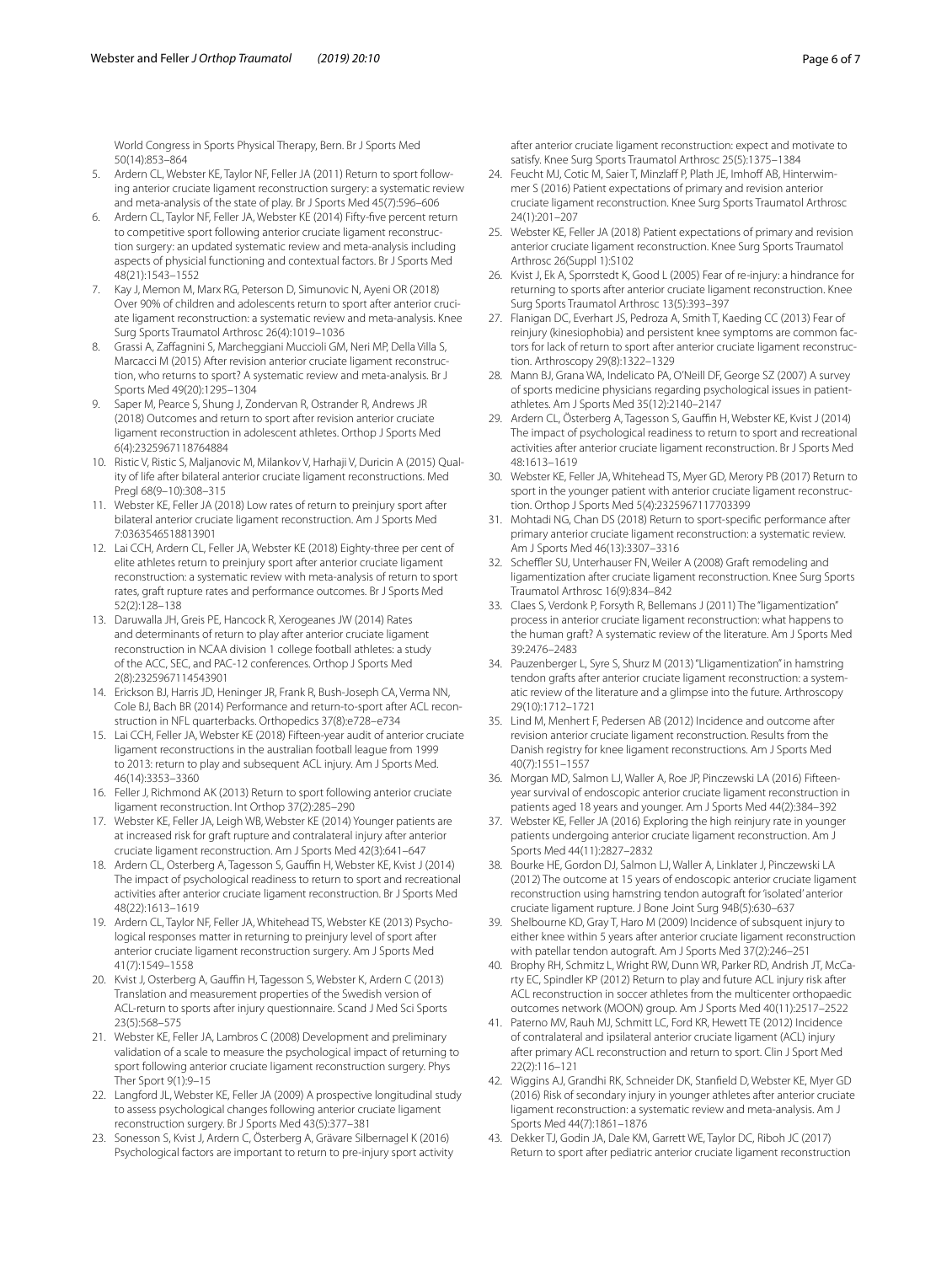World Congress in Sports Physical Therapy, Bern. Br J Sports Med 50(14):853–864

5. Ardern CL, Webster KE, Taylor NF, Feller JA (2011) Return to sport following anterior cruciate ligament reconstruction surgery: a systematic review and meta-analysis of the state of play. Br J Sports Med 45(7):596–606
6. Ardern CL, Taylor NF, Feller JA, Webster KE (2014) Fifty-five percent return to competitive sport following anterior cruciate ligament reconstruction surgery: an updated systematic review and meta-analysis including aspects of physical functioning and contextual factors. Br J Sports Med 48(21):1543–1552
7. Kay J, Memon M, Marx RG, Peterson D, Simunovic N, Ayeni OR (2018) Over 90% of children and adolescents return to sport after anterior cruciate ligament reconstruction: a systematic review and meta-analysis. Knee Surg Sports Traumatol Arthrosc 26(4):1019–1036
8. Grassi A, Zaffagnini S, Marcheggiani Muccioli GM, Neri MP, Della Villa S, Marcacci M (2015) After revision anterior cruciate ligament reconstruction, who returns to sport? A systematic review and meta-analysis. Br J Sports Med 49(20):1295–1304
9. Saper M, Pearce S, Shung J, Zondervan R, Ostrander R, Andrews JR (2018) Outcomes and return to sport after revision anterior cruciate ligament reconstruction in adolescent athletes. Orthop J Sports Med 6(4):2325967118764884
10. Ristic V, Ristic S, Maljanovic M, Milankov V, Harhaji V, Duricin A (2015) Quality of life after bilateral anterior cruciate ligament reconstructions. Med Pregl 68(9–10):308–315
11. Webster KE, Feller JA (2018) Low rates of return to preinjury sport after bilateral anterior cruciate ligament reconstruction. Am J Sports Med 7:0363546518813901
12. Lai CCH, Ardern CL, Feller JA, Webster KE (2018) Eighty-three per cent of elite athletes return to preinjury sport after anterior cruciate ligament reconstruction: a systematic review with meta-analysis of return to sport rates, graft rupture rates and performance outcomes. Br J Sports Med 52(2):128–138
13. Daruwalla JH, Greis PE, Hancock R, Xerogeanes JW (2014) Rates and determinants of return to play after anterior cruciate ligament reconstruction in NCAA division 1 college football athletes: a study of the ACC, SEC, and PAC-12 conferences. Orthop J Sports Med 2(8):2325967114543901
14. Erickson BJ, Harris JD, Heninger JR, Frank R, Bush-Joseph CA, Verma NN, Cole BJ, Bach BR (2014) Performance and return-to-sport after ACL reconstruction in NFL quarterbacks. Orthopedics 37(8):e728–e734
15. Lai CCH, Feller JA, Webster KE (2018) Fifteen-year audit of anterior cruciate ligament reconstructions in the australian football league from 1999 to 2013: return to play and subsequent ACL injury. Am J Sports Med. 46(14):3353–3360
16. Feller J, Richmond AK (2013) Return to sport following anterior cruciate ligament reconstruction. Int Orthop 37(2):285–290
17. Webster KE, Feller JA, Leigh WB, Webster KE (2014) Younger patients are at increased risk for graft rupture and contralateral injury after anterior cruciate ligament reconstruction. Am J Sports Med 42(3):641–647
18. Ardern CL, Osterberg A, Tagesson S, Gauffin H, Webster KE, Kvist J (2014) The impact of psychological readiness to return to sport and recreational activities after anterior cruciate ligament reconstruction. Br J Sports Med 48(22):1613–1619
19. Ardern CL, Taylor NF, Feller JA, Whitehead TS, Webster KE (2013) Psychological responses matter in returning to preinjury level of sport after anterior cruciate ligament reconstruction surgery. Am J Sports Med 41(7):1549–1558
20. Kvist J, Osterberg A, Gauffin H, Tagesson S, Webster K, Ardern C (2013) Translation and measurement properties of the Swedish version of ACL-return to sports after injury questionnaire. Scand J Med Sci Sports 23(5):568–575
21. Webster KE, Feller JA, Lambros C (2008) Development and preliminary validation of a scale to measure the psychological impact of returning to sport following anterior cruciate ligament reconstruction surgery. Phys Ther Sport 9(1):9–15
22. Langford JL, Webster KE, Feller JA (2009) A prospective longitudinal study to assess psychological changes following anterior cruciate ligament reconstruction surgery. Br J Sports Med 43(5):377–381
23. Sonesson S, Kvist J, Ardern C, Österberg A, Grävare Silbernagel K (2016) Psychological factors are important to return to pre-injury sport activity after anterior cruciate ligament reconstruction: expect and motivate to satisfy. Knee Surg Sports Traumatol Arthrosc 25(5):1375–1384
24. Feucht MJ, Cotic M, Saier T, Minzlaff P, Plath JE, Imhoff AB, Hinterwimmer S (2016) Patient expectations of primary and revision anterior cruciate ligament reconstruction. Knee Surg Sports Traumatol Arthrosc 24(1):201–207
25. Webster KE, Feller JA (2018) Patient expectations of primary and revision anterior cruciate ligament reconstruction. Knee Surg Sports Traumatol Arthrosc 26(Suppl 1):S102
26. Kvist J, Ek A, Sporrstedt K, Good L (2005) Fear of re-injury: a hindrance for returning to sports after anterior cruciate ligament reconstruction. Knee Surg Sports Traumatol Arthrosc 13(5):393–397
27. Flanigan DC, Everhart JS, Pedroza A, Smith T, Kaeding CC (2013) Fear of reinjury (kinesiophobia) and persistent knee symptoms are common factors for lack of return to sport after anterior cruciate ligament reconstruction. Arthroscopy 29(8):1322–1329
28. Mann BJ, Grana WA, Indelicato PA, O'Neill DF, George SZ (2007) A survey of sports medicine physicians regarding psychological issues in patient-athletes. Am J Sports Med 35(12):2140–2147
29. Ardern CL, Österberg A, Tagesson S, Gauffin H, Webster KE, Kvist J (2014) The impact of psychological readiness to return to sport and recreational activities after anterior cruciate ligament reconstruction. Br J Sports Med 48:1613–1619
30. Webster KE, Feller JA, Whitehead TS, Myer GD, Merory PB (2017) Return to sport in the younger patient with anterior cruciate ligament reconstruction. Orthop J Sports Med 5(4):2325967117703399
31. Mohtadi NG, Chan DS (2018) Return to sport-specific performance after primary anterior cruciate ligament reconstruction: a systematic review. Am J Sports Med 46(13):3307–3316
32. Scheffler SU, Unterhauser FN, Weiler A (2008) Graft remodeling and ligamentization after cruciate ligament reconstruction. Knee Surg Sports Traumatol Arthrosc 16(9):834–842
33. Claes S, Verdonk P, Forsyth R, Bellemans J (2011) The "ligamentization" process in anterior cruciate ligament reconstruction: what happens to the human graft? A systematic review of the literature. Am J Sports Med 39:2476–2483
34. Pauzenberger L, Syre S, Shurz M (2013) "Lligamentization" in hamstring tendon grafts after anterior cruciate ligament reconstruction: a systematic review of the literature and a glimpse into the future. Arthroscopy 29(10):1712–1721
35. Lind M, Menhert F, Pedersen AB (2012) Incidence and outcome after revision anterior cruciate ligament reconstruction. Results from the Danish registry for knee ligament reconstructions. Am J Sports Med 40(7):1551–1557
36. Morgan MD, Salmon LJ, Waller A, Roe JP, Pinczewski LA (2016) Fifteen-year survival of endoscopic anterior cruciate ligament reconstruction in patients aged 18 years and younger. Am J Sports Med 44(2):384–392
37. Webster KE, Feller JA (2016) Exploring the high reinjury rate in younger patients undergoing anterior cruciate ligament reconstruction. Am J Sports Med 44(11):2827–2832
38. Bourke HE, Gordon DJ, Salmon LJ, Waller A, Linklater J, Pinczewski LA (2012) The outcome at 15 years of endoscopic anterior cruciate ligament reconstruction using hamstring tendon autograft for 'isolated' anterior cruciate ligament rupture. J Bone Joint Surg 94B(5):630–637
39. Shelbourne KD, Gray T, Haro M (2009) Incidence of subsequent injury to either knee within 5 years after anterior cruciate ligament reconstruction with patellar tendon autograft. Am J Sports Med 37(2):246–251
40. Brophy RH, Schmitz L, Wright RW, Dunn WR, Parker RD, Andrish JT, McCarty EC, Spindler KP (2012) Return to play and future ACL injury risk after ACL reconstruction in soccer athletes from the multicenter orthopaedic outcomes network (MOON) group. Am J Sports Med 40(11):2517–2522
41. Paterno MV, Rauh MJ, Schmitt LC, Ford KR, Hewett TE (2012) Incidence of contralateral and ipsilateral anterior cruciate ligament (ACL) injury after primary ACL reconstruction and return to sport. Clin J Sport Med 22(2):116–121
42. Wiggins AJ, Grandhi RK, Schneider DK, Stanfield D, Webster KE, Myer GD (2016) Risk of secondary injury in younger athletes after anterior cruciate ligament reconstruction: a systematic review and meta-analysis. Am J Sports Med 44(7):1861–1876
43. Dekker TJ, Godin JA, Dale KM, Garrett WE, Taylor DC, Riboh JC (2017) Return to sport after pediatric anterior cruciate ligament reconstruction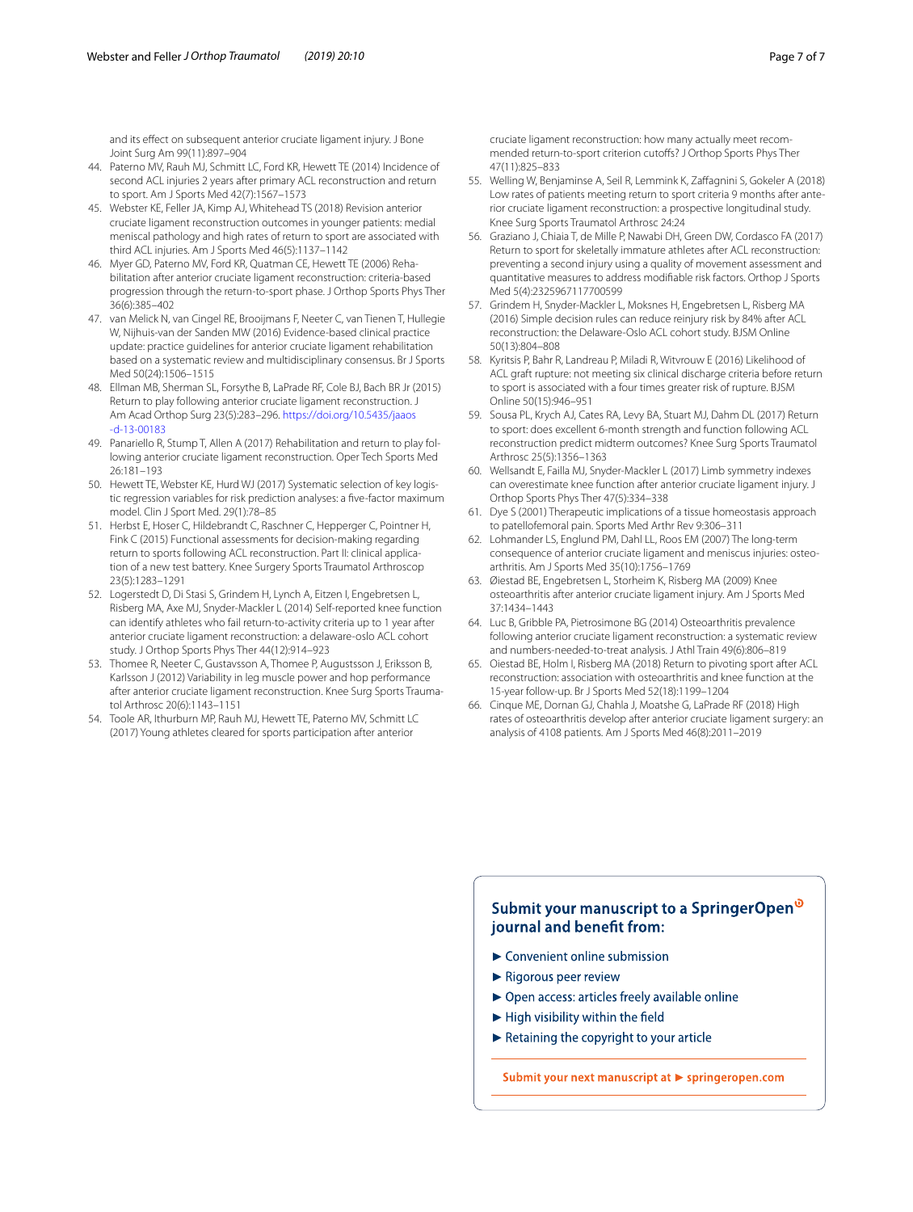and its effect on subsequent anterior cruciate ligament injury. J Bone Joint Surg Am 99(11):897–904

44. Paterno MV, Rauh MJ, Schmitt LC, Ford KR, Hewett TE (2014) Incidence of second ACL injuries 2 years after primary ACL reconstruction and return to sport. Am J Sports Med 42(7):1567–1573
45. Webster KE, Feller JA, Kimp AJ, Whitehead TS (2018) Revision anterior cruciate ligament reconstruction outcomes in younger patients: medial meniscal pathology and high rates of return to sport are associated with third ACL injuries. Am J Sports Med 46(5):1137–1142
46. Myer GD, Paterno MV, Ford KR, Quatman CE, Hewett TE (2006) Rehabilitation after anterior cruciate ligament reconstruction: criteria-based progression through the return-to-sport phase. J Orthop Sports Phys Ther 36(6):385–402
47. van Melick N, van Cingel RE, Brooijmans F, Neeter C, van Tienen T, Hullegie W, Nijhuis-van der Sanden MW (2016) Evidence-based clinical practice update: practice guidelines for anterior cruciate ligament rehabilitation based on a systematic review and multidisciplinary consensus. Br J Sports Med 50(24):1506–1515
48. Ellman MB, Sherman SL, Forsythe B, LaPrade RF, Cole BJ, Bach BR Jr (2015) Return to play following anterior cruciate ligament reconstruction. J Am Acad Orthop Surg 23(5):283–296. https://doi.org/10.5435/jaaos-d-13-00183
49. Panariello R, Stump T, Allen A (2017) Rehabilitation and return to play following anterior cruciate ligament reconstruction. Oper Tech Sports Med 26:181–193
50. Hewett TE, Webster KE, Hurd WJ (2017) Systematic selection of key logistic regression variables for risk prediction analyses: a five-factor maximum model. Clin J Sport Med. 29(1):78–85
51. Herbst E, Hoser C, Hildebrandt C, Raschner C, Hepperger C, Pointner H, Fink C (2015) Functional assessments for decision-making regarding return to sports following ACL reconstruction. Part II: clinical application of a new test battery. Knee Surgery Sports Traumatol Arthroscop 23(5):1283–1291
52. Logerstedt D, Di Stasi S, Grindem H, Lynch A, Eitzen I, Engebretsen L, Risberg MA, Axe MJ, Snyder-Mackler L (2014) Self-reported knee function can identify athletes who fail return-to-activity criteria up to 1 year after anterior cruciate ligament reconstruction: a delaware-oslo ACL cohort study. J Orthop Sports Phys Ther 44(12):914–923
53. Thomee R, Neeter C, Gustavsson A, Thomee P, Augustsson J, Eriksson B, Karlsson J (2012) Variability in leg muscle power and hop performance after anterior cruciate ligament reconstruction. Knee Surg Sports Traumatol Arthrosc 20(6):1143–1151
54. Toole AR, Ithurburn MP, Rauh MJ, Hewett TE, Paterno MV, Schmitt LC (2017) Young athletes cleared for sports participation after anterior cruciate ligament reconstruction: how many actually meet recommended return-to-sport criterion cutoffs? J Orthop Sports Phys Ther 47(11):825–833
55. Welling W, Benjaminse A, Seil R, Lemmink K, Zaffagnini S, Gokeler A (2018) Low rates of patients meeting return to sport criteria 9 months after anterior cruciate ligament reconstruction: a prospective longitudinal study. Knee Surg Sports Traumatol Arthrosc 24:24
56. Graziano J, Chiaia T, de Mille P, Nawabi DH, Green DW, Cordasco FA (2017) Return to sport for skeletally immature athletes after ACL reconstruction: preventing a second injury using a quality of movement assessment and quantitative measures to address modifiable risk factors. Orthop J Sports Med 5(4):2325967117700599
57. Grindem H, Snyder-Mackler L, Moksnes H, Engebretsen L, Risberg MA (2016) Simple decision rules can reduce reinjury risk by 84% after ACL reconstruction: the Delaware-Oslo ACL cohort study. BJSM Online 50(13):804–808
58. Kyritsis P, Bahr R, Landreau P, Miladi R, Witvrouw E (2016) Likelihood of ACL graft rupture: not meeting six clinical discharge criteria before return to sport is associated with a four times greater risk of rupture. BJSM Online 50(15):946–951
59. Sousa PL, Krych AJ, Cates RA, Levy BA, Stuart MJ, Dahm DL (2017) Return to sport: does excellent 6-month strength and function following ACL reconstruction predict midterm outcomes? Knee Surg Sports Traumatol Arthrosc 25(5):1356–1363
60. Wellsandt E, Failla MJ, Snyder-Mackler L (2017) Limb symmetry indexes can overestimate knee function after anterior cruciate ligament injury. J Orthop Sports Phys Ther 47(5):334–338
61. Dye S (2001) Therapeutic implications of a tissue homeostasis approach to patellofemoral pain. Sports Med Arthr Rev 9:306–311
62. Lohmander LS, Englund PM, Dahl LL, Roos EM (2007) The long-term consequence of anterior cruciate ligament and meniscus injuries: osteoarthritis. Am J Sports Med 35(10):1756–1769
63. Øiestad BE, Engebretsen L, Storheim K, Risberg MA (2009) Knee osteoarthritis after anterior cruciate ligament injury. Am J Sports Med 37:1434–1443
64. Luc B, Gribble PA, Pietrosimone BG (2014) Osteoarthritis prevalence following anterior cruciate ligament reconstruction: a systematic review and numbers-needed-to-treat analysis. J Athl Train 49(6):806–819
65. Oiestad BE, Holm I, Risberg MA (2018) Return to pivoting sport after ACL reconstruction: association with osteoarthritis and knee function at the 15-year follow-up. Br J Sports Med 52(18):1199–1204
66. Cinque ME, Dornan GJ, Chahla J, Moatshe G, LaPrade RF (2018) High rates of osteoarthritis develop after anterior cruciate ligament surgery: an analysis of 4108 patients. Am J Sports Med 46(8):2011–2019

**Submit your manuscript to a SpringerOpen journal and benefit from:**

- ► Convenient online submission
- ► Rigorous peer review
- ► Open access: articles freely available online
- ► High visibility within the field
- ► Retaining the copyright to your article

**Submit your next manuscript at ► springeropen.com**